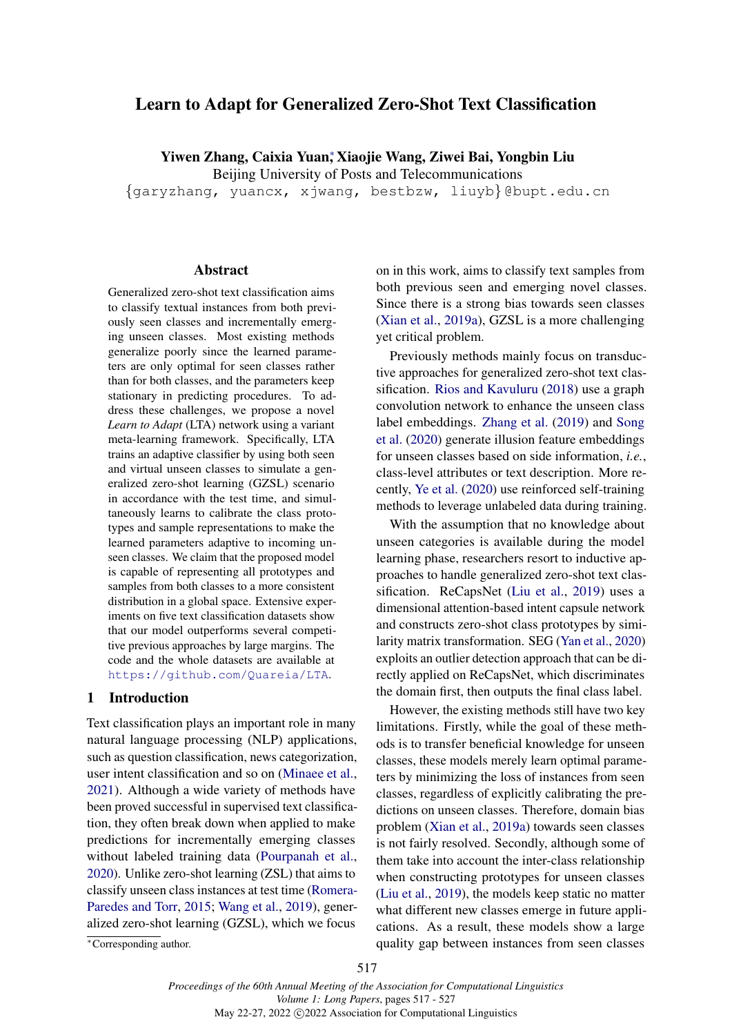# Learn to Adapt for Generalized Zero-Shot Text Classification

**Yiwen Zhang, Caixia Yuan*, Xiaojie Wang, Ziwei Bai, Yongbin Liu**

Beijing University of Posts and Telecommunications

{garyzhang, yuancx, xjwang, bestbzw, liuyb}@bupt.edu.cn

## Abstract

Generalized zero-shot text classification aims to classify textual instances from both previously seen classes and incrementally emerging unseen classes. Most existing methods generalize poorly since the learned parameters are only optimal for seen classes rather than for both classes, and the parameters keep stationary in predicting procedures. To address these challenges, we propose a novel *Learn to Adapt* (LTA) network using a variant meta-learning framework. Specifically, LTA trains an adaptive classifier by using both seen and virtual unseen classes to simulate a generalized zero-shot learning (GZSL) scenario in accordance with the test time, and simultaneously learns to calibrate the class prototypes and sample representations to make the learned parameters adaptive to incoming unseen classes. We claim that the proposed model is capable of representing all prototypes and samples from both classes to a more consistent distribution in a global space. Extensive experiments on five text classification datasets show that our model outperforms several competitive previous approaches by large margins. The code and the whole datasets are available at https://github.com/Quareia/LTA.

## 1 Introduction

Text classification plays an important role in many natural language processing (NLP) applications, such as question classification, news categorization, user intent classification and so on (Minaee et al., 2021). Although a wide variety of methods have been proved successful in supervised text classification, they often break down when applied to make predictions for incrementally emerging classes without labeled training data (Pourpanah et al., 2020). Unlike zero-shot learning (ZSL) that aims to classify unseen class instances at test time (Romera-Paredes and Torr, 2015; Wang et al., 2019), generalized zero-shot learning (GZSL), which we focus on in this work, aims to classify text samples from both previous seen and emerging novel classes. Since there is a strong bias towards seen classes (Xian et al., 2019a), GZSL is a more challenging yet critical problem.

Previously methods mainly focus on transductive approaches for generalized zero-shot text classification. Rios and Kavuluru (2018) use a graph convolution network to enhance the unseen class label embeddings. Zhang et al. (2019) and Song et al. (2020) generate illusion feature embeddings for unseen classes based on side information, *i.e.*, class-level attributes or text description. More recently, Ye et al. (2020) use reinforced self-training methods to leverage unlabeled data during training.

With the assumption that no knowledge about unseen categories is available during the model learning phase, researchers resort to inductive approaches to handle generalized zero-shot text classification. ReCapsNet (Liu et al., 2019) uses a dimensional attention-based intent capsule network and constructs zero-shot class prototypes by similarity matrix transformation. SEG (Yan et al., 2020) exploits an outlier detection approach that can be directly applied on ReCapsNet, which discriminates the domain first, then outputs the final class label.

However, the existing methods still have two key limitations. Firstly, while the goal of these methods is to transfer beneficial knowledge for unseen classes, these models merely learn optimal parameters by minimizing the loss of instances from seen classes, regardless of explicitly calibrating the predictions on unseen classes. Therefore, domain bias problem (Xian et al., 2019a) towards seen classes is not fairly resolved. Secondly, although some of them take into account the inter-class relationship when constructing prototypes for unseen classes (Liu et al., 2019), the models keep static no matter what different new classes emerge in future applications. As a result, these models show a large quality gap between instances from seen classes

*Corresponding author.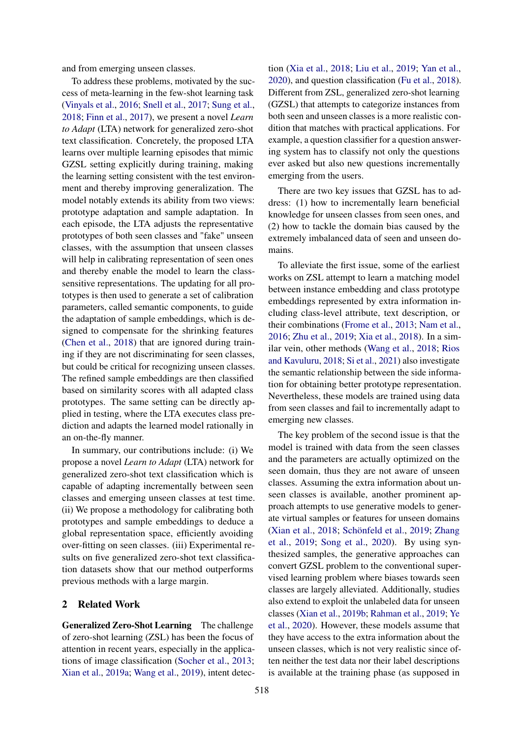and from emerging unseen classes.

To address these problems, motivated by the success of meta-learning in the few-shot learning task (Vinyals et al., 2016; Snell et al., 2017; Sung et al., 2018; Finn et al., 2017), we present a novel *Learn to Adapt* (LTA) network for generalized zero-shot text classification. Concretely, the proposed LTA learns over multiple learning episodes that mimic GZSL setting explicitly during training, making the learning setting consistent with the test environment and thereby improving generalization. The model notably extends its ability from two views: prototype adaptation and sample adaptation. In each episode, the LTA adjusts the representative prototypes of both seen classes and "fake" unseen classes, with the assumption that unseen classes will help in calibrating representation of seen ones and thereby enable the model to learn the class-sensitive representations. The updating for all prototypes is then used to generate a set of calibration parameters, called semantic components, to guide the adaptation of sample embeddings, which is designed to compensate for the shrinking features (Chen et al., 2018) that are ignored during training if they are not discriminating for seen classes, but could be critical for recognizing unseen classes. The refined sample embeddings are then classified based on similarity scores with all adapted class prototypes. The same setting can be directly applied in testing, where the LTA executes class prediction and adapts the learned model rationally in an on-the-fly manner.

In summary, our contributions include: (i) We propose a novel *Learn to Adapt* (LTA) network for generalized zero-shot text classification which is capable of adapting incrementally between seen classes and emerging unseen classes at test time. (ii) We propose a methodology for calibrating both prototypes and sample embeddings to deduce a global representation space, efficiently avoiding over-fitting on seen classes. (iii) Experimental results on five generalized zero-shot text classification datasets show that our method outperforms previous methods with a large margin.

## 2 Related Work

**Generalized Zero-Shot Learning** The challenge of zero-shot learning (ZSL) has been the focus of attention in recent years, especially in the applications of image classification (Socher et al., 2013; Xian et al., 2019a; Wang et al., 2019), intent detection (Xia et al., 2018; Liu et al., 2019; Yan et al., 2020), and question classification (Fu et al., 2018). Different from ZSL, generalized zero-shot learning (GZSL) that attempts to categorize instances from both seen and unseen classes is a more realistic condition that matches with practical applications. For example, a question classifier for a question answering system has to classify not only the questions ever asked but also new questions incrementally emerging from the users.

There are two key issues that GZSL has to address: (1) how to incrementally learn beneficial knowledge for unseen classes from seen ones, and (2) how to tackle the domain bias caused by the extremely imbalanced data of seen and unseen domains.

To alleviate the first issue, some of the earliest works on ZSL attempt to learn a matching model between instance embedding and class prototype embeddings represented by extra information including class-level attribute, text description, or their combinations (Frome et al., 2013; Nam et al., 2016; Zhu et al., 2019; Xia et al., 2018). In a similar vein, other methods (Wang et al., 2018; Rios and Kavuluru, 2018; Si et al., 2021) also investigate the semantic relationship between the side information for obtaining better prototype representation. Nevertheless, these models are trained using data from seen classes and fail to incrementally adapt to emerging new classes.

The key problem of the second issue is that the model is trained with data from the seen classes and the parameters are actually optimized on the seen domain, thus they are not aware of unseen classes. Assuming the extra information about unseen classes is available, another prominent approach attempts to use generative models to generate virtual samples or features for unseen domains (Xian et al., 2018; Schönfeld et al., 2019; Zhang et al., 2019; Song et al., 2020). By using synthesized samples, the generative approaches can convert GZSL problem to the conventional supervised learning problem where biases towards seen classes are largely alleviated. Additionally, studies also extend to exploit the unlabeled data for unseen classes (Xian et al., 2019b; Rahman et al., 2019; Ye et al., 2020). However, these models assume that they have access to the extra information about the unseen classes, which is not very realistic since often neither the test data nor their label descriptions is available at the training phase (as supposed in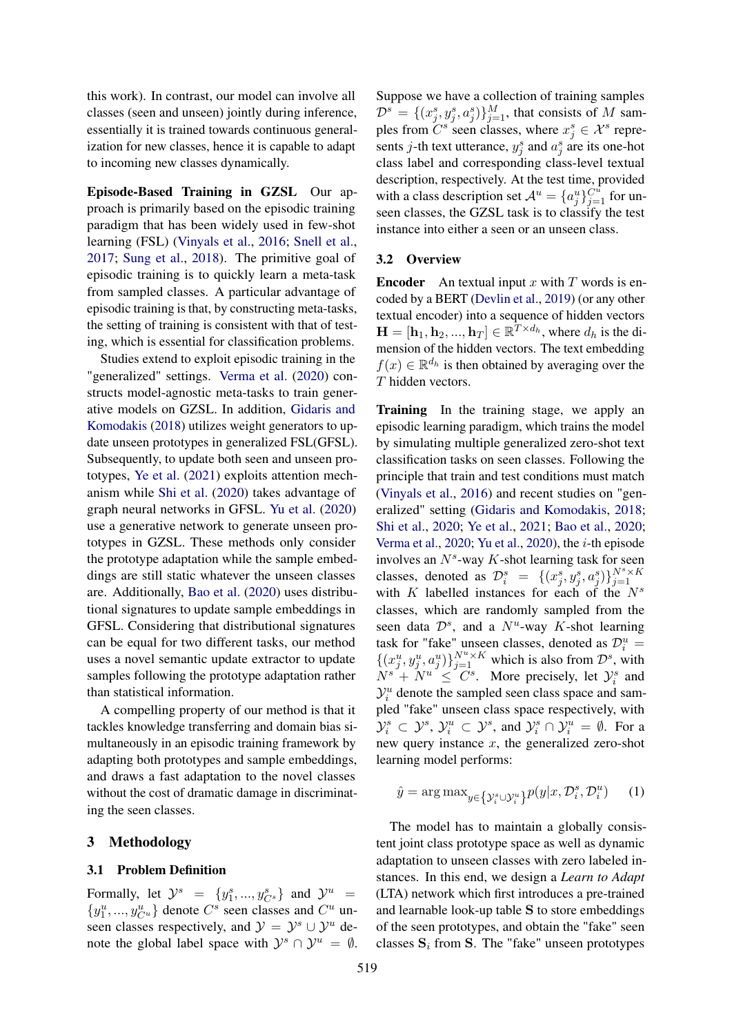this work). In contrast, our model can involve all classes (seen and unseen) jointly during inference, essentially it is trained towards continuous generalization for new classes, hence it is capable to adapt to incoming new classes dynamically.

**Episode-Based Training in GZSL** Our approach is primarily based on the episodic training paradigm that has been widely used in few-shot learning (FSL) (Vinyals et al., 2016; Snell et al., 2017; Sung et al., 2018). The primitive goal of episodic training is to quickly learn a meta-task from sampled classes. A particular advantage of episodic training is that, by constructing meta-tasks, the setting of training is consistent with that of testing, which is essential for classification problems.

Studies extend to exploit episodic training in the "generalized" settings. Verma et al. (2020) constructs model-agnostic meta-tasks to train generative models on GZSL. In addition, Gidaris and Komodakis (2018) utilizes weight generators to update unseen prototypes in generalized FSL(GFSL). Subsequently, to update both seen and unseen prototypes, Ye et al. (2021) exploits attention mechanism while Shi et al. (2020) takes advantage of graph neural networks in GFSL. Yu et al. (2020) use a generative network to generate unseen prototypes in GZSL. These methods only consider the prototype adaptation while the sample embeddings are still static whatever the unseen classes are. Additionally, Bao et al. (2020) uses distributional signatures to update sample embeddings in GFSL. Considering that distributional signatures can be equal for two different tasks, our method uses a novel semantic update extractor to update samples following the prototype adaptation rather than statistical information.

A compelling property of our method is that it tackles knowledge transferring and domain bias simultaneously in an episodic training framework by adapting both prototypes and sample embeddings, and draws a fast adaptation to the novel classes without the cost of dramatic damage in discriminating the seen classes.

## 3 Methodology

### 3.1 Problem Definition

Formally, let $\mathcal{Y}^s = \{y_1^s, ..., y_{C^s}^s\}$ and $\mathcal{Y}^u = \{y_1^u, ..., y_{C^u}^u\}$ denote $C^s$ seen classes and $C^u$ unseen classes respectively, and $\mathcal{Y} = \mathcal{Y}^s \cup \mathcal{Y}^u$ denote the global label space with $\mathcal{Y}^s \cap \mathcal{Y}^u = \emptyset$. Suppose we have a collection of training samples $\mathcal{D}^s = \{(x_j^s, y_j^s, a_j^s)\}_{j=1}^M$, that consists of $M$ samples from $C^s$ seen classes, where $x_j^s \in \mathcal{X}^s$ represents $j$-th text utterance, $y_j^s$ and $a_j^s$ are its one-hot class label and corresponding class-level textual description, respectively. At the test time, provided with a class description set $\mathcal{A}^u = \{a_j^u\}_{j=1}^{C^u}$ for unseen classes, the GZSL task is to classify the test instance into either a seen or an unseen class.

### 3.2 Overview

**Encoder** An textual input $x$ with $T$ words is encoded by a BERT (Devlin et al., 2019) (or any other textual encoder) into a sequence of hidden vectors $\mathbf{H} = [\mathbf{h}_1, \mathbf{h}_2, ..., \mathbf{h}_T] \in \mathbb{R}^{T \times d_h}$, where $d_h$ is the dimension of the hidden vectors. The text embedding $f(x) \in \mathbb{R}^{d_h}$ is then obtained by averaging over the $T$ hidden vectors.

**Training** In the training stage, we apply an episodic learning paradigm, which trains the model by simulating multiple generalized zero-shot text classification tasks on seen classes. Following the principle that train and test conditions must match (Vinyals et al., 2016) and recent studies on "generalized" setting (Gidaris and Komodakis, 2018; Shi et al., 2020; Ye et al., 2021; Bao et al., 2020; Verma et al., 2020; Yu et al., 2020), the $i$-th episode involves an $N^s$-way $K$-shot learning task for seen classes, denoted as $\mathcal{D}_i^s = \{(x_j^s, y_j^s, a_j^s)\}_{j=1}^{N^s \times K}$ with $K$ labelled instances for each of the $N^s$ classes, which are randomly sampled from the seen data $\mathcal{D}^s$, and a $N^u$-way $K$-shot learning task for "fake" unseen classes, denoted as $\mathcal{D}_i^u = \{(x_j^u, y_j^u, a_j^u)\}_{j=1}^{N^u \times K}$ which is also from $\mathcal{D}^s$, with $N^s + N^u \leq C^s$. More precisely, let $\mathcal{Y}_i^s$ and $\mathcal{Y}_i^u$ denote the sampled seen class space and sampled "fake" unseen class space respectively, with $\mathcal{Y}_i^s \subset \mathcal{Y}^s$, $\mathcal{Y}_i^u \subset \mathcal{Y}^s$, and $\mathcal{Y}_i^s \cap \mathcal{Y}_i^u = \emptyset$. For a new query instance $x$, the generalized zero-shot learning model performs:

$$\hat{y} = \arg\max_{y \in \{\mathcal{Y}_i^s \cup \mathcal{Y}_i^u\}} p(y|x, \mathcal{D}_i^s, \mathcal{D}_i^u) \quad (1)$$

The model has to maintain a globally consistent joint class prototype space as well as dynamic adaptation to unseen classes with zero labeled instances. In this end, we design a *Learn to Adapt* (LTA) network which first introduces a pre-trained and learnable look-up table $\mathbf{S}$ to store embeddings of the seen prototypes, and obtain the "fake" seen classes $\mathbf{S}_i$ from $\mathbf{S}$. The "fake" unseen prototypes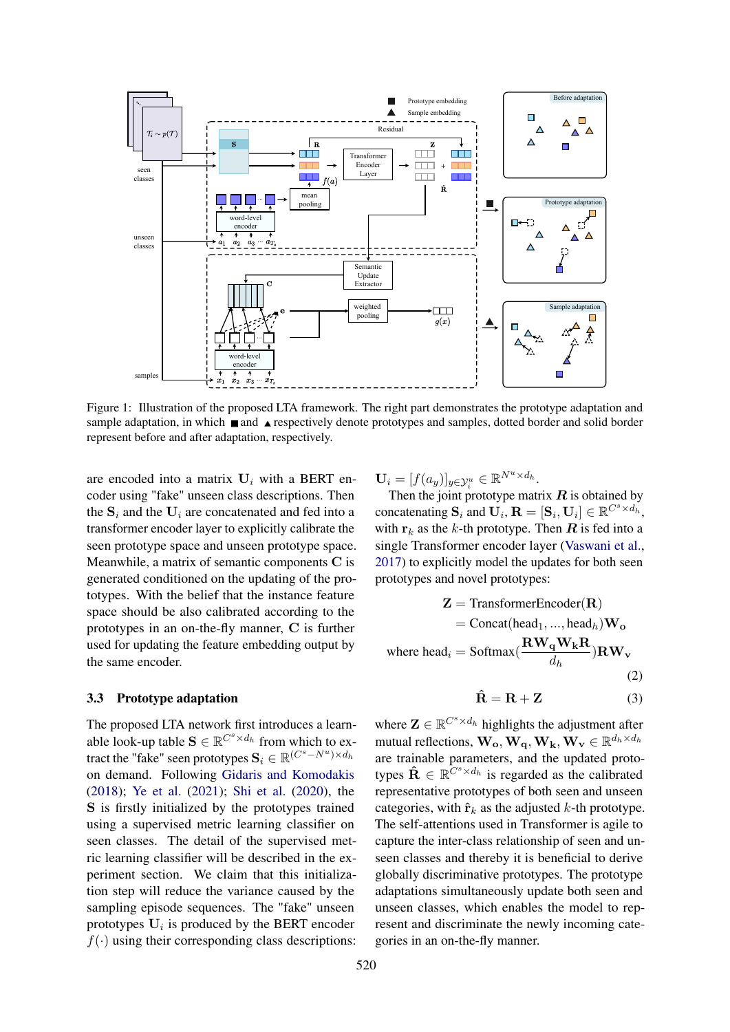Figure 1: Illustration of the proposed LTA framework. The right part demonstrates the prototype adaptation and sample adaptation, in which ■ and ▲ respectively denote prototypes and samples, dotted border and solid border represent before and after adaptation, respectively.

are encoded into a matrix $\mathbf{U}_i$ with a BERT encoder using "fake" unseen class descriptions. Then the $\mathbf{S}_i$ and the $\mathbf{U}_i$ are concatenated and fed into a transformer encoder layer to explicitly calibrate the seen prototype space and unseen prototype space. Meanwhile, a matrix of semantic components $\mathbf{C}$ is generated conditioned on the updating of the prototypes. With the belief that the instance feature space should be also calibrated according to the prototypes in an on-the-fly manner, $\mathbf{C}$ is further used for updating the feature embedding output by the same encoder.

### 3.3 Prototype adaptation

The proposed LTA network first introduces a learnable look-up table $\mathbf{S} \in \mathbb{R}^{C^s \times d_h}$ from which to extract the "fake" seen prototypes $\mathbf{S}_i \in \mathbb{R}^{(C^s - N^u) \times d_h}$ on demand. Following Gidaris and Komodakis (2018); Ye et al. (2021); Shi et al. (2020), the $\mathbf{S}$ is firstly initialized by the prototypes trained using a supervised metric learning classifier on seen classes. The detail of the supervised metric learning classifier will be described in the experiment section. We claim that this initialization step will reduce the variance caused by the sampling episode sequences. The "fake" unseen prototypes $\mathbf{U}_i$ is produced by the BERT encoder $f(\cdot)$ using their corresponding class descriptions: $\mathbf{U}_i = [f(a_y)]_{y \in \mathcal{Y}_i^u} \in \mathbb{R}^{N^u \times d_h}$.

Then the joint prototype matrix $\boldsymbol{R}$ is obtained by concatenating $\mathbf{S}_i$ and $\mathbf{U}_i$, $\mathbf{R} = [\mathbf{S}_i, \mathbf{U}_i] \in \mathbb{R}^{C^s \times d_h}$, with $\mathbf{r}_k$ as the $k$-th prototype. Then $\boldsymbol{R}$ is fed into a single Transformer encoder layer (Vaswani et al., 2017) to explicitly model the updates for both seen prototypes and novel prototypes:

$$
\begin{aligned}
\mathbf{Z} &= \text{TransformerEncoder}(\mathbf{R}) \\
&= \text{Concat}(\text{head}_1, ..., \text{head}_h)\mathbf{W_o} \\
\text{where head}_i &= \text{Softmax}(\frac{\mathbf{R}\mathbf{W_q}\mathbf{W_k}\mathbf{R}}{d_h})\mathbf{R}\mathbf{W_v}
\end{aligned} \tag{2}
$$

$$
\hat{\mathbf{R}} = \mathbf{R} + \mathbf{Z} \tag{3}
$$

where $\mathbf{Z} \in \mathbb{R}^{C^s \times d_h}$ highlights the adjustment after mutual reflections, $\mathbf{W_o}, \mathbf{W_q}, \mathbf{W_k}, \mathbf{W_v} \in \mathbb{R}^{d_h \times d_h}$ are trainable parameters, and the updated prototypes $\hat{\mathbf{R}} \in \mathbb{R}^{C^s \times d_h}$ is regarded as the calibrated representative prototypes of both seen and unseen categories, with $\hat{\mathbf{r}}_k$ as the adjusted $k$-th prototype. The self-attentions used in Transformer is agile to capture the inter-class relationship of seen and unseen classes and thereby it is beneficial to derive globally discriminative prototypes. The prototype adaptations simultaneously update both seen and unseen classes, which enables the model to represent and discriminate the newly incoming categories in an on-the-fly manner.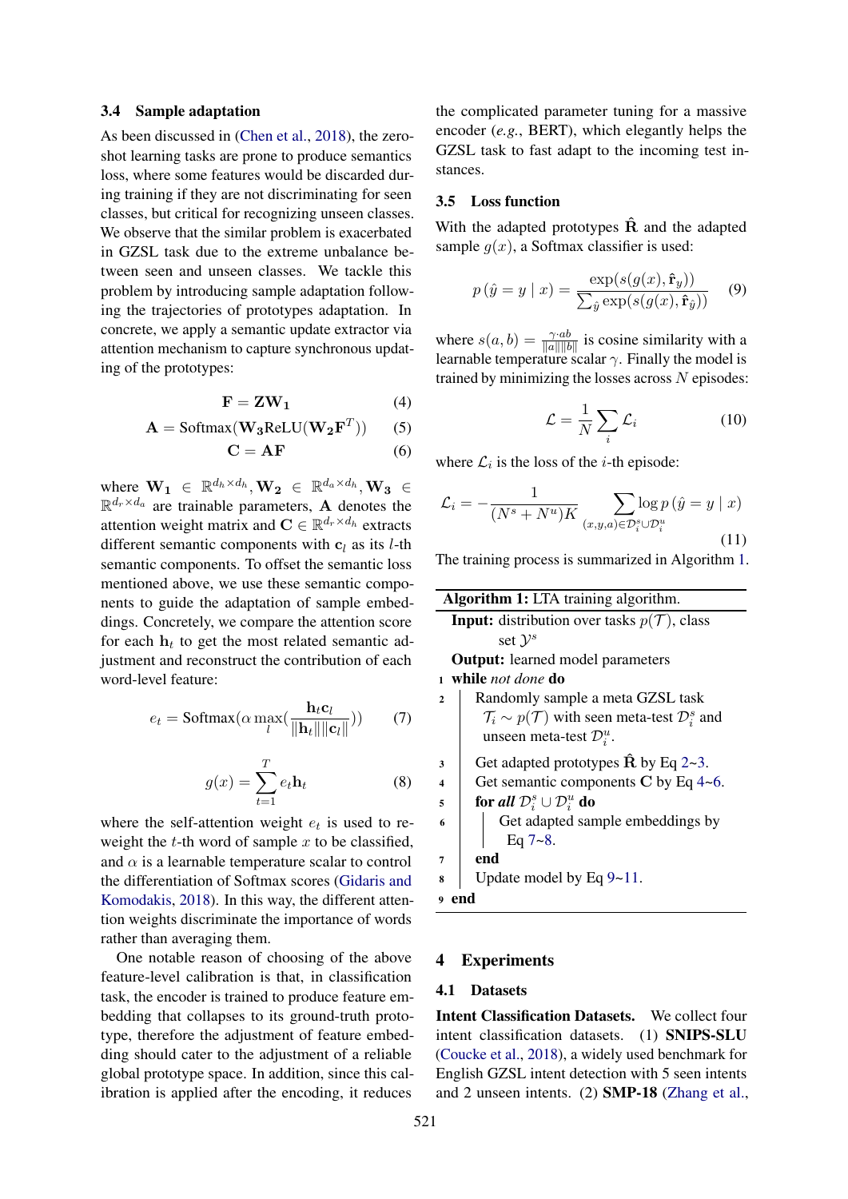### 3.4 Sample adaptation

As been discussed in (Chen et al., 2018), the zero-shot learning tasks are prone to produce semantics loss, where some features would be discarded during training if they are not discriminating for seen classes, but critical for recognizing unseen classes. We observe that the similar problem is exacerbated in GZSL task due to the extreme unbalance between seen and unseen classes. We tackle this problem by introducing sample adaptation following the trajectories of prototypes adaptation. In concrete, we apply a semantic update extractor via attention mechanism to capture synchronous updating of the prototypes:

$$\mathbf{F} = \mathbf{Z}\mathbf{W_1} \tag{4}$$

$$\mathbf{A} = \mathrm{Softmax}(\mathbf{W_3}\mathrm{ReLU}(\mathbf{W_2}\mathbf{F}^T)) \tag{5}$$

$$\mathbf{C} = \mathbf{A}\mathbf{F} \tag{6}$$

where $\mathbf{W_1} \in \mathbb{R}^{d_h \times d_h}, \mathbf{W_2} \in \mathbb{R}^{d_a \times d_h}, \mathbf{W_3} \in \mathbb{R}^{d_r \times d_a}$ are trainable parameters, $\mathbf{A}$ denotes the attention weight matrix and $\mathbf{C} \in \mathbb{R}^{d_r \times d_h}$ extracts different semantic components with $\mathbf{c}_l$ as its $l$-th semantic components. To offset the semantic loss mentioned above, we use these semantic components to guide the adaptation of sample embeddings. Concretely, we compare the attention score for each $\mathbf{h}_t$ to get the most related semantic adjustment and reconstruct the contribution of each word-level feature:

$$e_t = \mathrm{Softmax}(\alpha \max_l (\frac{\mathbf{h}_t \mathbf{c}_l}{\|\mathbf{h}_t\| \|\mathbf{c}_l\|})) \tag{7}$$

$$g(x) = \sum_{t=1}^{T} e_t \mathbf{h}_t \tag{8}$$

where the self-attention weight $e_t$ is used to reweight the $t$-th word of sample $x$ to be classified, and $\alpha$ is a learnable temperature scalar to control the differentiation of Softmax scores (Gidaris and Komodakis, 2018). In this way, the different attention weights discriminate the importance of words rather than averaging them.

One notable reason of choosing of the above feature-level calibration is that, in classification task, the encoder is trained to produce feature embedding that collapses to its ground-truth prototype, therefore the adjustment of feature embedding should cater to the adjustment of a reliable global prototype space. In addition, since this calibration is applied after the encoding, it reduces the complicated parameter tuning for a massive encoder (*e.g.*, BERT), which elegantly helps the GZSL task to fast adapt to the incoming test instances.

### 3.5 Loss function

With the adapted prototypes $\hat{\mathbf{R}}$ and the adapted sample $g(x)$, a Softmax classifier is used:

$$p\left(\hat{y} = y \mid x\right) = \frac{\exp(s(g(x), \hat{\mathbf{r}}_y))}{\sum_{\hat{y}} \exp(s(g(x), \hat{\mathbf{r}}_{\hat{y}}))} \tag{9}$$

where $s(a, b) = \frac{\gamma \cdot ab}{\|a\| \|b\|}$ is cosine similarity with a learnable temperature scalar $\gamma$. Finally the model is trained by minimizing the losses across $N$ episodes:

$$\mathcal{L} = \frac{1}{N} \sum_{i} \mathcal{L}_i \tag{10}$$

where $\mathcal{L}_i$ is the loss of the $i$-th episode:

$$\mathcal{L}_i = -\frac{1}{(N^s + N^u)K} \sum_{(x,y,a) \in \mathcal{D}_i^s \cup \mathcal{D}_i^u} \log p\left(\hat{y} = y \mid x\right) \tag{11}$$

The training process is summarized in Algorithm 1.

**Algorithm 1:** LTA training algorithm.

**Input:** distribution over tasks $p(\mathcal{T})$, class set $\mathcal{Y}^s$
**Output:** learned model parameters

```
1  while not done do
2  |   Randomly sample a meta GZSL task
   |     T_i ~ p(T) with seen meta-test D_i^s and
   |     unseen meta-test D_i^u.
3  |   Get adapted prototypes R̂ by Eq 2~3.
4  |   Get semantic components C by Eq 4~6.
5  |   for all D_i^s ∪ D_i^u do
6  |   |   Get adapted sample embeddings by
   |   |     Eq 7~8.
7  |   end
8  |   Update model by Eq 9~11.
9  end
```

## 4 Experiments

### 4.1 Datasets

**Intent Classification Datasets.** We collect four intent classification datasets. (1) **SNIPS-SLU** (Coucke et al., 2018), a widely used benchmark for English GZSL intent detection with 5 seen intents and 2 unseen intents. (2) **SMP-18** (Zhang et al.,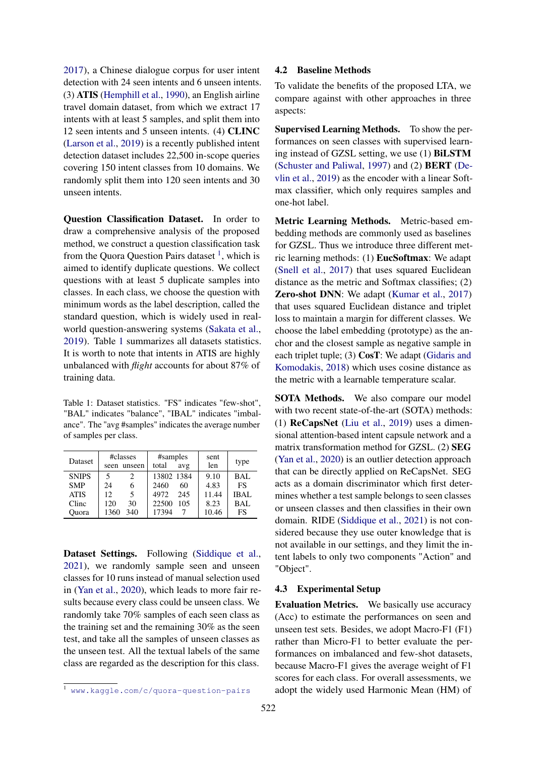2017), a Chinese dialogue corpus for user intent detection with 24 seen intents and 6 unseen intents. (3) **ATIS** (Hemphill et al., 1990), an English airline travel domain dataset, from which we extract 17 intents with at least 5 samples, and split them into 12 seen intents and 5 unseen intents. (4) **CLINC** (Larson et al., 2019) is a recently published intent detection dataset includes 22,500 in-scope queries covering 150 intent classes from 10 domains. We randomly split them into 120 seen intents and 30 unseen intents.

**Question Classification Dataset.** In order to draw a comprehensive analysis of the proposed method, we construct a question classification task from the Quora Question Pairs dataset [1], which is aimed to identify duplicate questions. We collect questions with at least 5 duplicate samples into classes. In each class, we choose the question with minimum words as the label description, called the standard question, which is widely used in real-world question-answering systems (Sakata et al., 2019). Table 1 summarizes all datasets statistics. It is worth to note that intents in ATIS are highly unbalanced with *flight* accounts for about 87% of training data.

Table 1: Dataset statistics. "FS" indicates "few-shot", "BAL" indicates "balance", "IBAL" indicates "imbalance". The "avg #samples" indicates the average number of samples per class.

| Dataset | #classes | | #samples | | sent len | type |
|---|---|---|---|---|---|---|
| | seen | unseen | total | avg | | |
| SNIPS | 5 | 2 | 13802 | 1384 | 9.10 | BAL |
| SMP | 24 | 6 | 2460 | 60 | 4.83 | FS |
| ATIS | 12 | 5 | 4972 | 245 | 11.44 | IBAL |
| Clinc | 120 | 30 | 22500 | 105 | 8.23 | BAL |
| Quora | 1360 | 340 | 17394 | 7 | 10.46 | FS |

**Dataset Settings.** Following (Siddique et al., 2021), we randomly sample seen and unseen classes for 10 runs instead of manual selection used in (Yan et al., 2020), which leads to more fair results because every class could be unseen class. We randomly take 70% samples of each seen class as the training set and the remaining 30% as the seen test, and take all the samples of unseen classes as the unseen test. All the textual labels of the same class are regarded as the description for this class.

[1] www.kaggle.com/c/quora-question-pairs

### 4.2 Baseline Methods

To validate the benefits of the proposed LTA, we compare against with other approaches in three aspects:

**Supervised Learning Methods.** To show the performances on seen classes with supervised learning instead of GZSL setting, we use (1) **BiLSTM** (Schuster and Paliwal, 1997) and (2) **BERT** (Devlin et al., 2019) as the encoder with a linear Softmax classifier, which only requires samples and one-hot label.

**Metric Learning Methods.** Metric-based embedding methods are commonly used as baselines for GZSL. Thus we introduce three different metric learning methods: (1) **EucSoftmax**: We adapt (Snell et al., 2017) that uses squared Euclidean distance as the metric and Softmax classifies; (2) **Zero-shot DNN**: We adapt (Kumar et al., 2017) that uses squared Euclidean distance and triplet loss to maintain a margin for different classes. We choose the label embedding (prototype) as the anchor and the closest sample as negative sample in each triplet tuple; (3) **CosT**: We adapt (Gidaris and Komodakis, 2018) which uses cosine distance as the metric with a learnable temperature scalar.

**SOTA Methods.** We also compare our model with two recent state-of-the-art (SOTA) methods: (1) **ReCapsNet** (Liu et al., 2019) uses a dimensional attention-based intent capsule network and a matrix transformation method for GZSL. (2) **SEG** (Yan et al., 2020) is an outlier detection approach that can be directly applied on ReCapsNet. SEG acts as a domain discriminator which first determines whether a test sample belongs to seen classes or unseen classes and then classifies in their own domain. RIDE (Siddique et al., 2021) is not considered because they use outer knowledge that is not available in our settings, and they limit the intent labels to only two components "Action" and "Object".

### 4.3 Experimental Setup

**Evaluation Metrics.** We basically use accuracy (Acc) to estimate the performances on seen and unseen test sets. Besides, we adopt Macro-F1 (F1) rather than Micro-F1 to better evaluate the performances on imbalanced and few-shot datasets, because Macro-F1 gives the average weight of F1 scores for each class. For overall assessments, we adopt the widely used Harmonic Mean (HM) of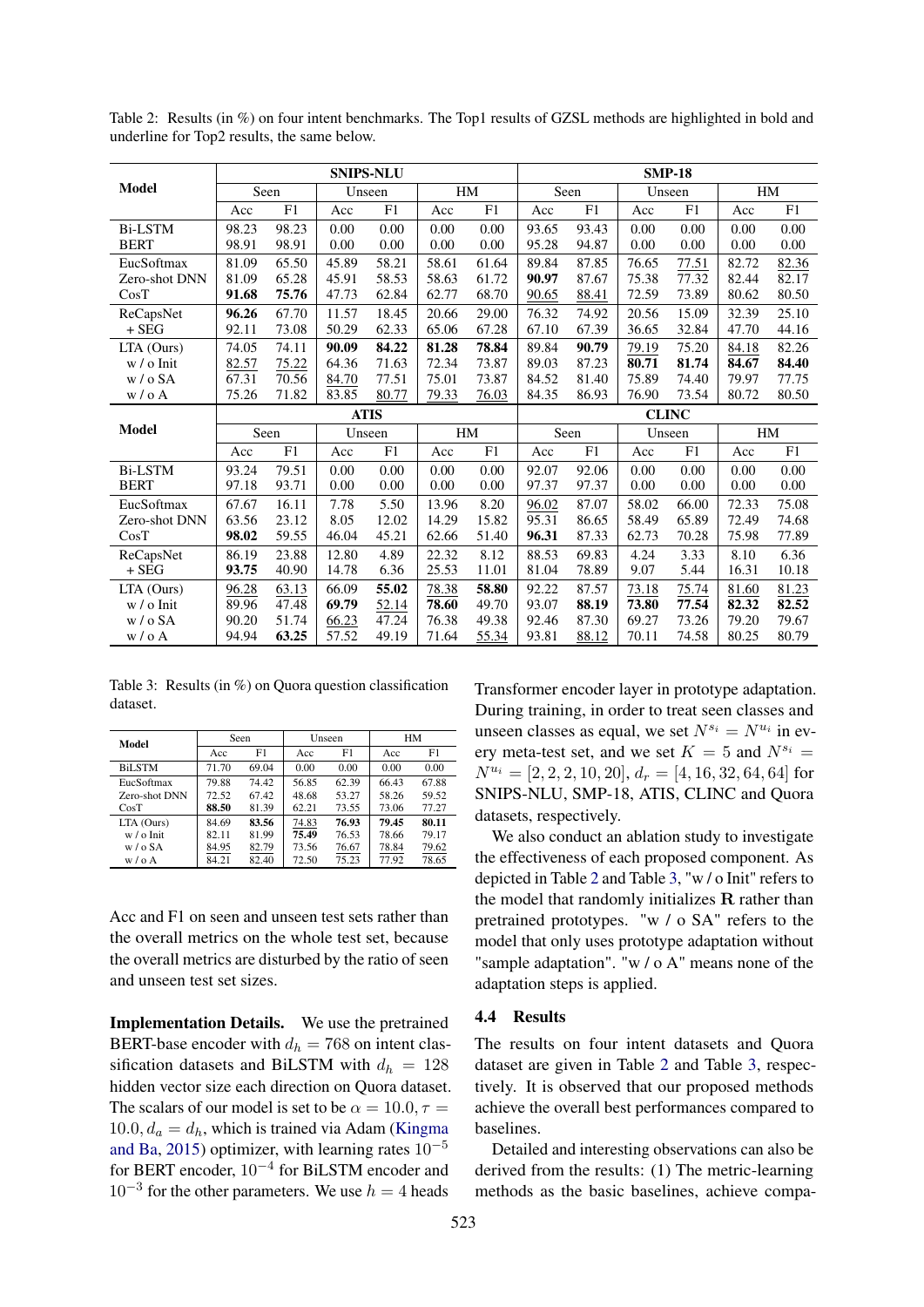Table 2: Results (in %) on four intent benchmarks. The Top1 results of GZSL methods are highlighted in bold and underline for Top2 results, the same below.

| Model | SNIPS-NLU | | | | | | SMP-18 | | | | | |
|---|---|---|---|---|---|---|---|---|---|---|---|---|
| | Seen | | Unseen | | HM | | Seen | | Unseen | | HM | |
| | Acc | F1 | Acc | F1 | Acc | F1 | Acc | F1 | Acc | F1 | Acc | F1 |
| Bi-LSTM | 98.23 | 98.23 | 0.00 | 0.00 | 0.00 | 0.00 | 93.65 | 93.43 | 0.00 | 0.00 | 0.00 | 0.00 |
| BERT | 98.91 | 98.91 | 0.00 | 0.00 | 0.00 | 0.00 | 95.28 | 94.87 | 0.00 | 0.00 | 0.00 | 0.00 |
| EucSoftmax | 81.09 | 65.50 | 45.89 | 58.21 | 58.61 | 61.64 | 89.84 | 87.85 | 76.65 | <u>77.51</u> | 82.72 | <u>82.36</u> |
| Zero-shot DNN | 81.09 | 65.28 | 45.91 | 58.53 | 58.63 | 61.72 | **90.97** | 87.67 | 75.38 | 77.32 | 82.44 | 82.17 |
| CosT | **91.68** | **75.76** | 47.73 | 62.84 | 62.77 | 68.70 | <u>90.65</u> | <u>88.41</u> | 72.59 | 73.89 | 80.62 | 80.50 |
| ReCapsNet | **96.26** | 67.70 | 11.57 | 18.45 | 20.66 | 29.00 | 76.32 | 74.92 | 20.56 | 15.09 | 32.39 | 25.10 |
| + SEG | 92.11 | 73.08 | 50.29 | 62.33 | 65.06 | 67.28 | 67.10 | 67.39 | 36.65 | 32.84 | 47.70 | 44.16 |
| LTA (Ours) | 74.05 | 74.11 | **90.09** | **84.22** | **81.28** | **78.84** | 89.84 | **90.79** | <u>79.19</u> | 75.20 | <u>84.18</u> | 82.26 |
| w / o Init | <u>82.57</u> | <u>75.22</u> | 64.36 | 71.63 | 72.34 | 73.87 | 89.03 | 87.23 | **80.71** | **81.74** | **84.67** | **84.40** |
| w / o SA | 67.31 | 70.56 | <u>84.70</u> | 77.51 | 75.01 | 73.87 | 84.52 | 81.40 | 75.89 | 74.40 | 79.97 | 77.75 |
| w / o A | 75.26 | 71.82 | 83.85 | <u>80.77</u> | <u>79.33</u> | <u>76.03</u> | 84.35 | 86.93 | 76.90 | 73.54 | 80.72 | 80.50 |

| Model | ATIS | | | | | | CLINC | | | | | |
|---|---|---|---|---|---|---|---|---|---|---|---|---|
| | Seen | | Unseen | | HM | | Seen | | Unseen | | HM | |
| | Acc | F1 | Acc | F1 | Acc | F1 | Acc | F1 | Acc | F1 | Acc | F1 |
| Bi-LSTM | 93.24 | 79.51 | 0.00 | 0.00 | 0.00 | 0.00 | 92.07 | 92.06 | 0.00 | 0.00 | 0.00 | 0.00 |
| BERT | 97.18 | 93.71 | 0.00 | 0.00 | 0.00 | 0.00 | 97.37 | 97.37 | 0.00 | 0.00 | 0.00 | 0.00 |
| EucSoftmax | 67.67 | 16.11 | 7.78 | 5.50 | 13.96 | 8.20 | <u>96.02</u> | 87.07 | 58.02 | 66.00 | 72.33 | 75.08 |
| Zero-shot DNN | 63.56 | 23.12 | 8.05 | 12.02 | 14.29 | 15.82 | 95.31 | 86.65 | 58.49 | 65.89 | 72.49 | 74.68 |
| CosT | **98.02** | 59.55 | 46.04 | 45.21 | 62.66 | 51.40 | **96.31** | 87.33 | 62.73 | 70.28 | 75.98 | 77.89 |
| ReCapsNet | 86.19 | 23.88 | 12.80 | 4.89 | 22.32 | 8.12 | 88.53 | 69.83 | 4.24 | 3.33 | 8.10 | 6.36 |
| + SEG | **93.75** | 40.90 | 14.78 | 6.36 | 25.53 | 11.01 | 81.04 | 78.89 | 9.07 | 5.44 | 16.31 | 10.18 |
| LTA (Ours) | <u>96.28</u> | <u>63.13</u> | 66.09 | **55.02** | <u>78.38</u> | **58.80** | 92.22 | 87.57 | <u>73.18</u> | <u>75.74</u> | <u>81.60</u> | <u>81.23</u> |
| w / o Init | 89.96 | 47.48 | **69.79** | <u>52.14</u> | **78.60** | 49.70 | 93.07 | **88.19** | **73.80** | **77.54** | **82.32** | **82.52** |
| w / o SA | 90.20 | 51.74 | <u>66.23</u> | 47.24 | 76.38 | 49.38 | 92.46 | 87.30 | 69.27 | 73.26 | 79.20 | 79.67 |
| w / o A | 94.94 | **63.25** | 57.52 | 49.19 | 71.64 | <u>55.34</u> | 93.81 | <u>88.12</u> | 70.11 | 74.58 | 80.25 | 80.79 |

Table 3: Results (in %) on Quora question classification dataset.

| Model | Seen | | Unseen | | HM | |
|---|---|---|---|---|---|---|
| | Acc | F1 | Acc | F1 | Acc | F1 |
| BiLSTM | 71.70 | 69.04 | 0.00 | 0.00 | 0.00 | 0.00 |
| EucSoftmax | 79.88 | 74.42 | 56.85 | 62.39 | 66.43 | 67.88 |
| Zero-shot DNN | 72.52 | 67.42 | 48.68 | 53.27 | 58.26 | 59.52 |
| CosT | **88.50** | 81.39 | 62.21 | 73.55 | 73.06 | 77.27 |
| LTA (Ours) | 84.69 | **83.56** | <u>74.83</u> | **76.93** | **79.45** | **80.11** |
| w / o Init | 82.11 | 81.99 | **75.49** | 76.53 | 78.66 | 79.17 |
| w / o SA | <u>84.95</u> | <u>82.79</u> | 73.56 | <u>76.67</u> | <u>78.84</u> | <u>79.62</u> |
| w / o A | 84.21 | 82.40 | 72.50 | 75.23 | 77.92 | 78.65 |

Acc and F1 on seen and unseen test sets rather than the overall metrics on the whole test set, because the overall metrics are disturbed by the ratio of seen and unseen test set sizes.

**Implementation Details.** We use the pretrained BERT-base encoder with $d_h = 768$ on intent classification datasets and BiLSTM with $d_h = 128$ hidden vector size each direction on Quora dataset. The scalars of our model is set to be $\alpha = 10.0, \tau = 10.0, d_a = d_h$, which is trained via Adam (Kingma and Ba, 2015) optimizer, with learning rates $10^{-5}$ for BERT encoder, $10^{-4}$ for BiLSTM encoder and $10^{-3}$ for the other parameters. We use $h = 4$ heads Transformer encoder layer in prototype adaptation. During training, in order to treat seen classes and unseen classes as equal, we set $N^{s_i} = N^{u_i}$ in every meta-test set, and we set $K = 5$ and $N^{s_i} = N^{u_i} = [2, 2, 2, 10, 20]$, $d_r = [4, 16, 32, 64, 64]$ for SNIPS-NLU, SMP-18, ATIS, CLINC and Quora datasets, respectively.

We also conduct an ablation study to investigate the effectiveness of each proposed component. As depicted in Table 2 and Table 3, "w / o Init" refers to the model that randomly initializes $\mathbf{R}$ rather than pretrained prototypes. "w / o SA" refers to the model that only uses prototype adaptation without "sample adaptation". "w / o A" means none of the adaptation steps is applied.

## 4.4 Results

The results on four intent datasets and Quora dataset are given in Table 2 and Table 3, respectively. It is observed that our proposed methods achieve the overall best performances compared to baselines.

Detailed and interesting observations can also be derived from the results: (1) The metric-learning methods as the basic baselines, achieve compa-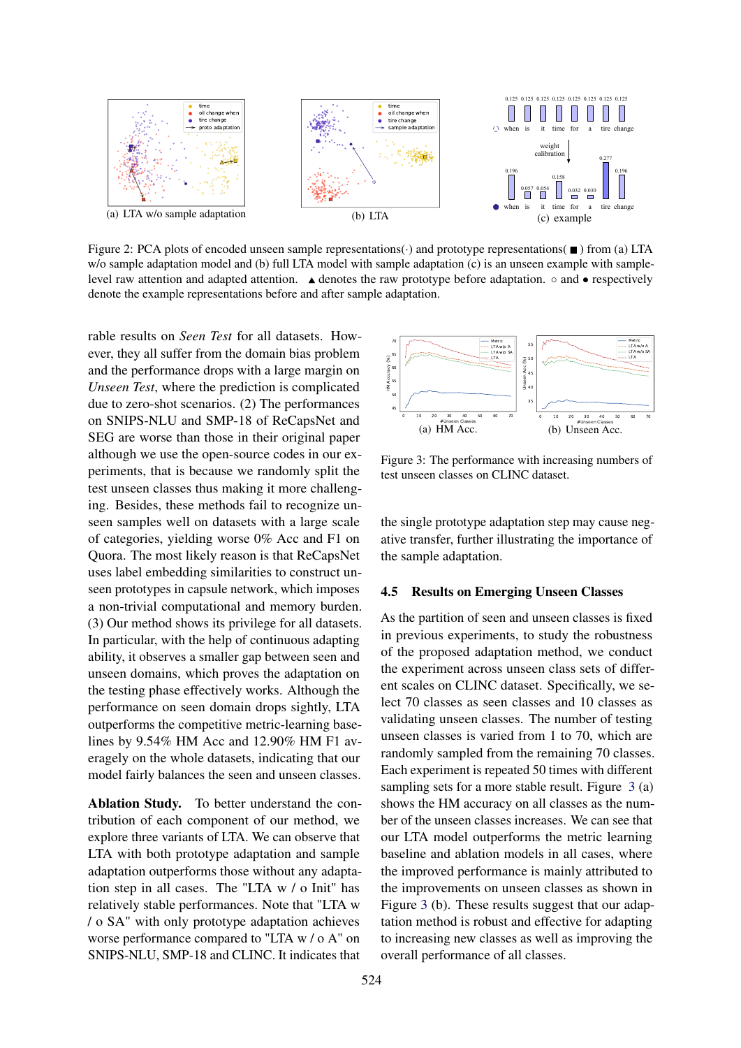(a) LTA w/o sample adaptation

(b) LTA

(c) example

Figure 2: PCA plots of encoded unseen sample representations(·) and prototype representations( ■ ) from (a) LTA w/o sample adaptation model and (b) full LTA model with sample adaptation (c) is an unseen example with sample-level raw attention and adapted attention. ▲ denotes the raw prototype before adaptation. ○ and ● respectively denote the example representations before and after sample adaptation.

rable results on *Seen Test* for all datasets. However, they all suffer from the domain bias problem and the performance drops with a large margin on *Unseen Test*, where the prediction is complicated due to zero-shot scenarios. (2) The performances on SNIPS-NLU and SMP-18 of ReCapsNet and SEG are worse than those in their original paper although we use the open-source codes in our experiments, that is because we randomly split the test unseen classes thus making it more challenging. Besides, these methods fail to recognize unseen samples well on datasets with a large scale of categories, yielding worse 0% Acc and F1 on Quora. The most likely reason is that ReCapsNet uses label embedding similarities to construct unseen prototypes in capsule network, which imposes a non-trivial computational and memory burden. (3) Our method shows its privilege for all datasets. In particular, with the help of continuous adapting ability, it observes a smaller gap between seen and unseen domains, which proves the adaptation on the testing phase effectively works. Although the performance on seen domain drops sightly, LTA outperforms the competitive metric-learning baselines by 9.54% HM Acc and 12.90% HM F1 averagely on the whole datasets, indicating that our model fairly balances the seen and unseen classes.

**Ablation Study.** To better understand the contribution of each component of our method, we explore three variants of LTA. We can observe that LTA with both prototype adaptation and sample adaptation outperforms those without any adaptation step in all cases. The "LTA w / o Init" has relatively stable performances. Note that "LTA w / o SA" with only prototype adaptation achieves worse performance compared to "LTA w / o A" on SNIPS-NLU, SMP-18 and CLINC. It indicates that the single prototype adaptation step may cause negative transfer, further illustrating the importance of the sample adaptation.

(a) HM Acc.

(b) Unseen Acc.

Figure 3: The performance with increasing numbers of test unseen classes on CLINC dataset.

### 4.5 Results on Emerging Unseen Classes

As the partition of seen and unseen classes is fixed in previous experiments, to study the robustness of the proposed adaptation method, we conduct the experiment across unseen class sets of different scales on CLINC dataset. Specifically, we select 70 classes as seen classes and 10 classes as validating unseen classes. The number of testing unseen classes is varied from 1 to 70, which are randomly sampled from the remaining 70 classes. Each experiment is repeated 50 times with different sampling sets for a more stable result. Figure 3 (a) shows the HM accuracy on all classes as the number of the unseen classes increases. We can see that our LTA model outperforms the metric learning baseline and ablation models in all cases, where the improved performance is mainly attributed to the improvements on unseen classes as shown in Figure 3 (b). These results suggest that our adaptation method is robust and effective for adapting to increasing new classes as well as improving the overall performance of all classes.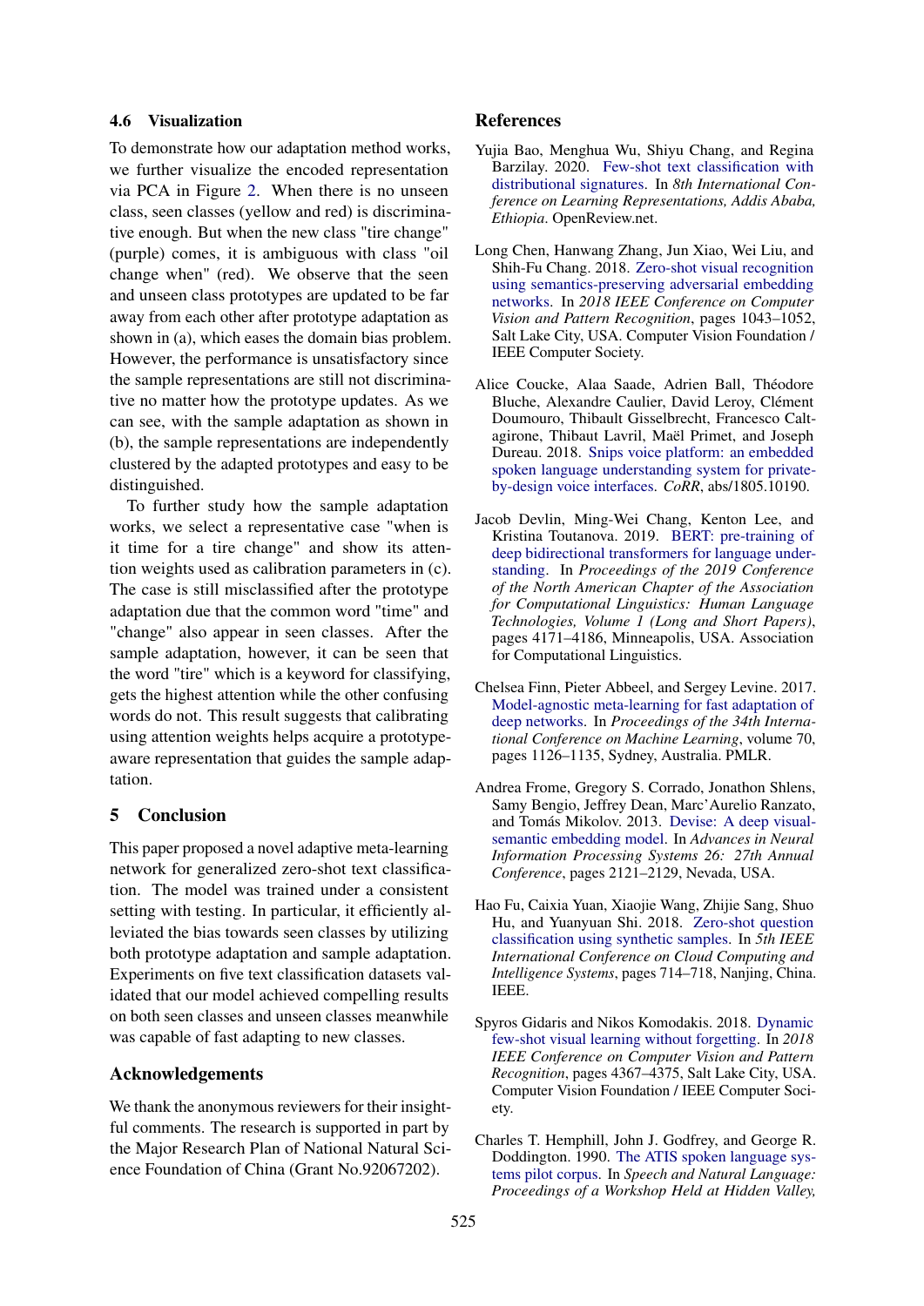### 4.6 Visualization

To demonstrate how our adaptation method works, we further visualize the encoded representation via PCA in Figure 2. When there is no unseen class, seen classes (yellow and red) is discriminative enough. But when the new class "tire change" (purple) comes, it is ambiguous with class "oil change when" (red). We observe that the seen and unseen class prototypes are updated to be far away from each other after prototype adaptation as shown in (a), which eases the domain bias problem. However, the performance is unsatisfactory since the sample representations are still not discriminative no matter how the prototype updates. As we can see, with the sample adaptation as shown in (b), the sample representations are independently clustered by the adapted prototypes and easy to be distinguished.

To further study how the sample adaptation works, we select a representative case "when is it time for a tire change" and show its attention weights used as calibration parameters in (c). The case is still misclassified after the prototype adaptation due that the common word "time" and "change" also appear in seen classes. After the sample adaptation, however, it can be seen that the word "tire" which is a keyword for classifying, gets the highest attention while the other confusing words do not. This result suggests that calibrating using attention weights helps acquire a prototype-aware representation that guides the sample adaptation.

## 5 Conclusion

This paper proposed a novel adaptive meta-learning network for generalized zero-shot text classification. The model was trained under a consistent setting with testing. In particular, it efficiently alleviated the bias towards seen classes by utilizing both prototype adaptation and sample adaptation. Experiments on five text classification datasets validated that our model achieved compelling results on both seen classes and unseen classes meanwhile was capable of fast adapting to new classes.

## Acknowledgements

We thank the anonymous reviewers for their insightful comments. The research is supported in part by the Major Research Plan of National Natural Science Foundation of China (Grant No.92067202).

## References

Yujia Bao, Menghua Wu, Shiyu Chang, and Regina Barzilay. 2020. Few-shot text classification with distributional signatures. In *8th International Conference on Learning Representations, Addis Ababa, Ethiopia*. OpenReview.net.

Long Chen, Hanwang Zhang, Jun Xiao, Wei Liu, and Shih-Fu Chang. 2018. Zero-shot visual recognition using semantics-preserving adversarial embedding networks. In *2018 IEEE Conference on Computer Vision and Pattern Recognition*, pages 1043–1052, Salt Lake City, USA. Computer Vision Foundation / IEEE Computer Society.

Alice Coucke, Alaa Saade, Adrien Ball, Théodore Bluche, Alexandre Caulier, David Leroy, Clément Doumouro, Thibault Gisselbrecht, Francesco Caltagirone, Thibaut Lavril, Maël Primet, and Joseph Dureau. 2018. Snips voice platform: an embedded spoken language understanding system for private-by-design voice interfaces. *CoRR*, abs/1805.10190.

Jacob Devlin, Ming-Wei Chang, Kenton Lee, and Kristina Toutanova. 2019. BERT: pre-training of deep bidirectional transformers for language understanding. In *Proceedings of the 2019 Conference of the North American Chapter of the Association for Computational Linguistics: Human Language Technologies, Volume 1 (Long and Short Papers)*, pages 4171–4186, Minneapolis, USA. Association for Computational Linguistics.

Chelsea Finn, Pieter Abbeel, and Sergey Levine. 2017. Model-agnostic meta-learning for fast adaptation of deep networks. In *Proceedings of the 34th International Conference on Machine Learning*, volume 70, pages 1126–1135, Sydney, Australia. PMLR.

Andrea Frome, Gregory S. Corrado, Jonathon Shlens, Samy Bengio, Jeffrey Dean, Marc'Aurelio Ranzato, and Tomás Mikolov. 2013. Devise: A deep visual-semantic embedding model. In *Advances in Neural Information Processing Systems 26: 27th Annual Conference*, pages 2121–2129, Nevada, USA.

Hao Fu, Caixia Yuan, Xiaojie Wang, Zhijie Sang, Shuo Hu, and Yuanyuan Shi. 2018. Zero-shot question classification using synthetic samples. In *5th IEEE International Conference on Cloud Computing and Intelligence Systems*, pages 714–718, Nanjing, China. IEEE.

Spyros Gidaris and Nikos Komodakis. 2018. Dynamic few-shot visual learning without forgetting. In *2018 IEEE Conference on Computer Vision and Pattern Recognition*, pages 4367–4375, Salt Lake City, USA. Computer Vision Foundation / IEEE Computer Society.

Charles T. Hemphill, John J. Godfrey, and George R. Doddington. 1990. The ATIS spoken language systems pilot corpus. In *Speech and Natural Language: Proceedings of a Workshop Held at Hidden Valley,*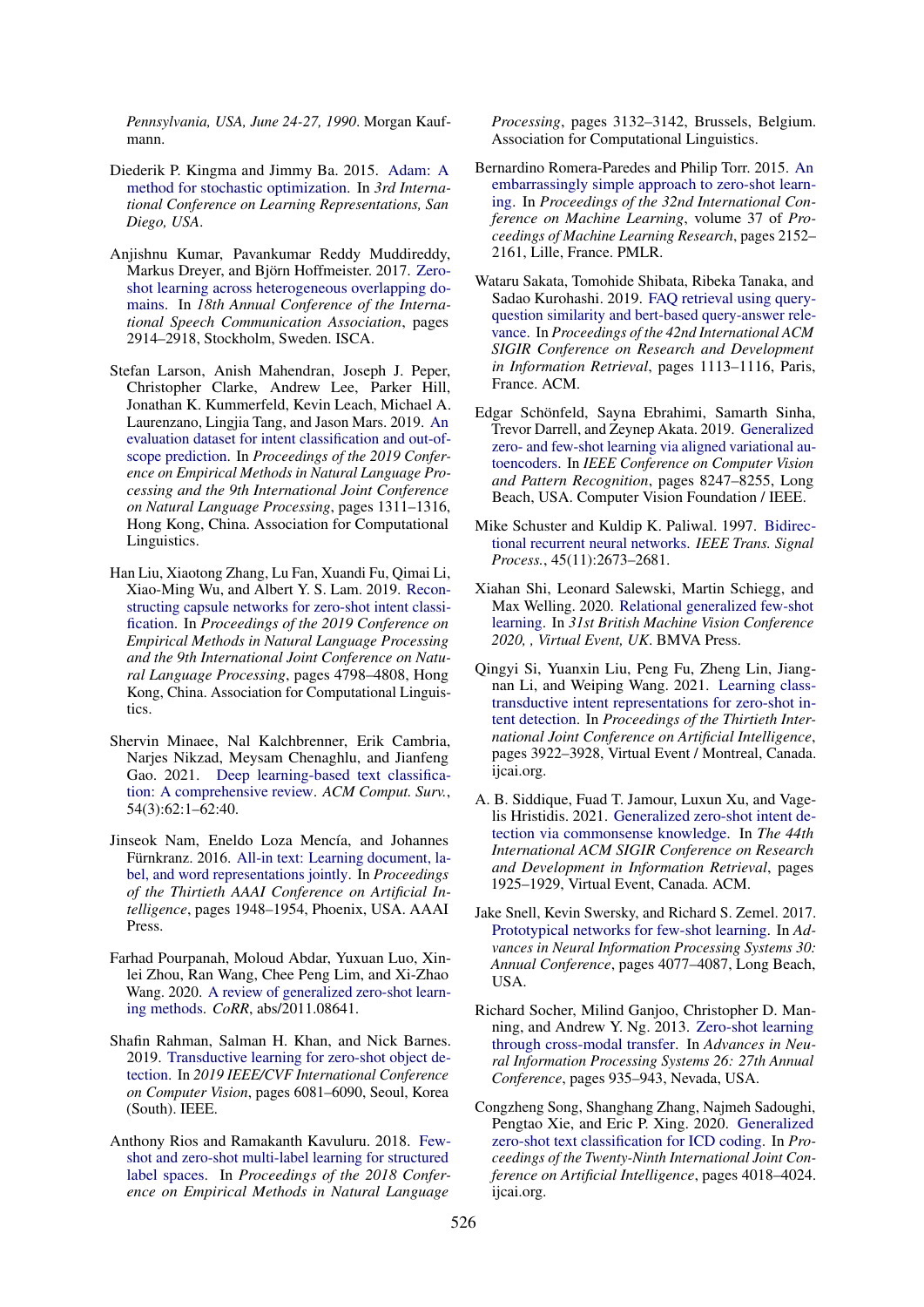*Pennsylvania, USA, June 24-27, 1990*. Morgan Kaufmann.

Diederik P. Kingma and Jimmy Ba. 2015. Adam: A method for stochastic optimization. In *3rd International Conference on Learning Representations, San Diego, USA*.

Anjishnu Kumar, Pavankumar Reddy Muddireddy, Markus Dreyer, and Björn Hoffmeister. 2017. Zero-shot learning across heterogeneous overlapping domains. In *18th Annual Conference of the International Speech Communication Association*, pages 2914–2918, Stockholm, Sweden. ISCA.

Stefan Larson, Anish Mahendran, Joseph J. Peper, Christopher Clarke, Andrew Lee, Parker Hill, Jonathan K. Kummerfeld, Kevin Leach, Michael A. Laurenzano, Lingjia Tang, and Jason Mars. 2019. An evaluation dataset for intent classification and out-of-scope prediction. In *Proceedings of the 2019 Conference on Empirical Methods in Natural Language Processing and the 9th International Joint Conference on Natural Language Processing*, pages 1311–1316, Hong Kong, China. Association for Computational Linguistics.

Han Liu, Xiaotong Zhang, Lu Fan, Xuandi Fu, Qimai Li, Xiao-Ming Wu, and Albert Y. S. Lam. 2019. Reconstructing capsule networks for zero-shot intent classification. In *Proceedings of the 2019 Conference on Empirical Methods in Natural Language Processing and the 9th International Joint Conference on Natural Language Processing*, pages 4798–4808, Hong Kong, China. Association for Computational Linguistics.

Shervin Minaee, Nal Kalchbrenner, Erik Cambria, Narjes Nikzad, Meysam Chenaghlu, and Jianfeng Gao. 2021. Deep learning-based text classification: A comprehensive review. *ACM Comput. Surv.*, 54(3):62:1–62:40.

Jinseok Nam, Eneldo Loza Mencía, and Johannes Fürnkranz. 2016. All-in text: Learning document, label, and word representations jointly. In *Proceedings of the Thirtieth AAAI Conference on Artificial Intelligence*, pages 1948–1954, Phoenix, USA. AAAI Press.

Farhad Pourpanah, Moloud Abdar, Yuxuan Luo, Xinlei Zhou, Ran Wang, Chee Peng Lim, and Xi-Zhao Wang. 2020. A review of generalized zero-shot learning methods. *CoRR*, abs/2011.08641.

Shafin Rahman, Salman H. Khan, and Nick Barnes. 2019. Transductive learning for zero-shot object detection. In *2019 IEEE/CVF International Conference on Computer Vision*, pages 6081–6090, Seoul, Korea (South). IEEE.

Anthony Rios and Ramakanth Kavuluru. 2018. Few-shot and zero-shot multi-label learning for structured label spaces. In *Proceedings of the 2018 Conference on Empirical Methods in Natural Language Processing*, pages 3132–3142, Brussels, Belgium. Association for Computational Linguistics.

Bernardino Romera-Paredes and Philip Torr. 2015. An embarrassingly simple approach to zero-shot learning. In *Proceedings of the 32nd International Conference on Machine Learning*, volume 37 of *Proceedings of Machine Learning Research*, pages 2152–2161, Lille, France. PMLR.

Wataru Sakata, Tomohide Shibata, Ribeka Tanaka, and Sadao Kurohashi. 2019. FAQ retrieval using query-question similarity and bert-based query-answer relevance. In *Proceedings of the 42nd International ACM SIGIR Conference on Research and Development in Information Retrieval*, pages 1113–1116, Paris, France. ACM.

Edgar Schönfeld, Sayna Ebrahimi, Samarth Sinha, Trevor Darrell, and Zeynep Akata. 2019. Generalized zero- and few-shot learning via aligned variational autoencoders. In *IEEE Conference on Computer Vision and Pattern Recognition*, pages 8247–8255, Long Beach, USA. Computer Vision Foundation / IEEE.

Mike Schuster and Kuldip K. Paliwal. 1997. Bidirectional recurrent neural networks. *IEEE Trans. Signal Process.*, 45(11):2673–2681.

Xiahan Shi, Leonard Salewski, Martin Schiegg, and Max Welling. 2020. Relational generalized few-shot learning. In *31st British Machine Vision Conference 2020, , Virtual Event, UK*. BMVA Press.

Qingyi Si, Yuanxin Liu, Peng Fu, Zheng Lin, Jiangnan Li, and Weiping Wang. 2021. Learning class-transductive intent representations for zero-shot intent detection. In *Proceedings of the Thirtieth International Joint Conference on Artificial Intelligence*, pages 3922–3928, Virtual Event / Montreal, Canada. ijcai.org.

A. B. Siddique, Fuad T. Jamour, Luxun Xu, and Vagelis Hristidis. 2021. Generalized zero-shot intent detection via commonsense knowledge. In *The 44th International ACM SIGIR Conference on Research and Development in Information Retrieval*, pages 1925–1929, Virtual Event, Canada. ACM.

Jake Snell, Kevin Swersky, and Richard S. Zemel. 2017. Prototypical networks for few-shot learning. In *Advances in Neural Information Processing Systems 30: Annual Conference*, pages 4077–4087, Long Beach, USA.

Richard Socher, Milind Ganjoo, Christopher D. Manning, and Andrew Y. Ng. 2013. Zero-shot learning through cross-modal transfer. In *Advances in Neural Information Processing Systems 26: 27th Annual Conference*, pages 935–943, Nevada, USA.

Congzheng Song, Shanghang Zhang, Najmeh Sadoughi, Pengtao Xie, and Eric P. Xing. 2020. Generalized zero-shot text classification for ICD coding. In *Proceedings of the Twenty-Ninth International Joint Conference on Artificial Intelligence*, pages 4018–4024. ijcai.org.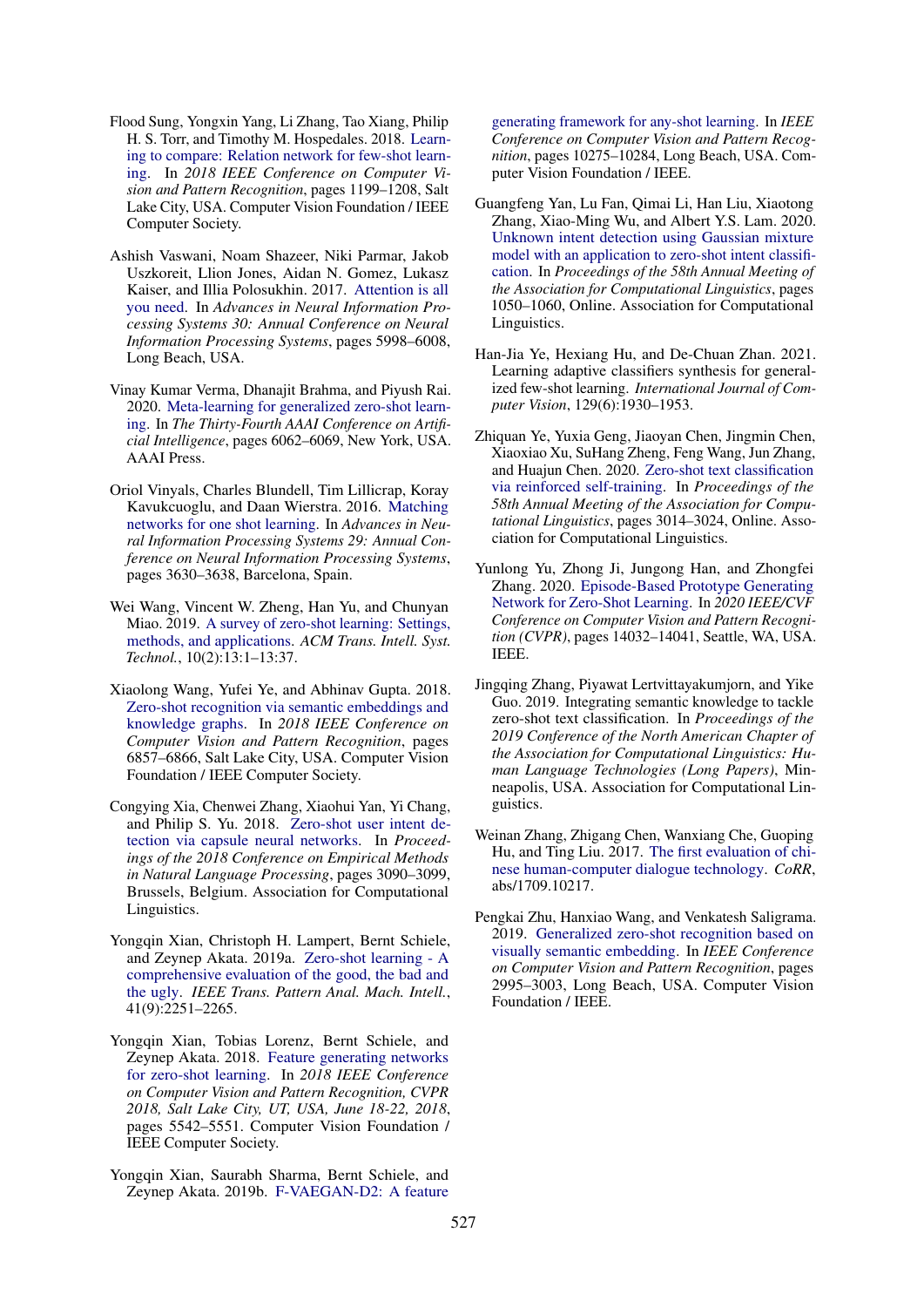Flood Sung, Yongxin Yang, Li Zhang, Tao Xiang, Philip H. S. Torr, and Timothy M. Hospedales. 2018. Learning to compare: Relation network for few-shot learning. In *2018 IEEE Conference on Computer Vision and Pattern Recognition*, pages 1199–1208, Salt Lake City, USA. Computer Vision Foundation / IEEE Computer Society.

Ashish Vaswani, Noam Shazeer, Niki Parmar, Jakob Uszkoreit, Llion Jones, Aidan N. Gomez, Lukasz Kaiser, and Illia Polosukhin. 2017. Attention is all you need. In *Advances in Neural Information Processing Systems 30: Annual Conference on Neural Information Processing Systems*, pages 5998–6008, Long Beach, USA.

Vinay Kumar Verma, Dhanajit Brahma, and Piyush Rai. 2020. Meta-learning for generalized zero-shot learning. In *The Thirty-Fourth AAAI Conference on Artificial Intelligence*, pages 6062–6069, New York, USA. AAAI Press.

Oriol Vinyals, Charles Blundell, Tim Lillicrap, Koray Kavukcuoglu, and Daan Wierstra. 2016. Matching networks for one shot learning. In *Advances in Neural Information Processing Systems 29: Annual Conference on Neural Information Processing Systems*, pages 3630–3638, Barcelona, Spain.

Wei Wang, Vincent W. Zheng, Han Yu, and Chunyan Miao. 2019. A survey of zero-shot learning: Settings, methods, and applications. *ACM Trans. Intell. Syst. Technol.*, 10(2):13:1–13:37.

Xiaolong Wang, Yufei Ye, and Abhinav Gupta. 2018. Zero-shot recognition via semantic embeddings and knowledge graphs. In *2018 IEEE Conference on Computer Vision and Pattern Recognition*, pages 6857–6866, Salt Lake City, USA. Computer Vision Foundation / IEEE Computer Society.

Congying Xia, Chenwei Zhang, Xiaohui Yan, Yi Chang, and Philip S. Yu. 2018. Zero-shot user intent detection via capsule neural networks. In *Proceedings of the 2018 Conference on Empirical Methods in Natural Language Processing*, pages 3090–3099, Brussels, Belgium. Association for Computational Linguistics.

Yongqin Xian, Christoph H. Lampert, Bernt Schiele, and Zeynep Akata. 2019a. Zero-shot learning - A comprehensive evaluation of the good, the bad and the ugly. *IEEE Trans. Pattern Anal. Mach. Intell.*, 41(9):2251–2265.

Yongqin Xian, Tobias Lorenz, Bernt Schiele, and Zeynep Akata. 2018. Feature generating networks for zero-shot learning. In *2018 IEEE Conference on Computer Vision and Pattern Recognition, CVPR 2018, Salt Lake City, UT, USA, June 18-22, 2018*, pages 5542–5551. Computer Vision Foundation / IEEE Computer Society.

Yongqin Xian, Saurabh Sharma, Bernt Schiele, and Zeynep Akata. 2019b. F-VAEGAN-D2: A feature generating framework for any-shot learning. In *IEEE Conference on Computer Vision and Pattern Recognition*, pages 10275–10284, Long Beach, USA. Computer Vision Foundation / IEEE.

Guangfeng Yan, Lu Fan, Qimai Li, Han Liu, Xiaotong Zhang, Xiao-Ming Wu, and Albert Y.S. Lam. 2020. Unknown intent detection using Gaussian mixture model with an application to zero-shot intent classification. In *Proceedings of the 58th Annual Meeting of the Association for Computational Linguistics*, pages 1050–1060, Online. Association for Computational Linguistics.

Han-Jia Ye, Hexiang Hu, and De-Chuan Zhan. 2021. Learning adaptive classifiers synthesis for generalized few-shot learning. *International Journal of Computer Vision*, 129(6):1930–1953.

Zhiquan Ye, Yuxia Geng, Jiaoyan Chen, Jingmin Chen, Xiaoxiao Xu, SuHang Zheng, Feng Wang, Jun Zhang, and Huajun Chen. 2020. Zero-shot text classification via reinforced self-training. In *Proceedings of the 58th Annual Meeting of the Association for Computational Linguistics*, pages 3014–3024, Online. Association for Computational Linguistics.

Yunlong Yu, Zhong Ji, Jungong Han, and Zhongfei Zhang. 2020. Episode-Based Prototype Generating Network for Zero-Shot Learning. In *2020 IEEE/CVF Conference on Computer Vision and Pattern Recognition (CVPR)*, pages 14032–14041, Seattle, WA, USA. IEEE.

Jingqing Zhang, Piyawat Lertvittayakumjorn, and Yike Guo. 2019. Integrating semantic knowledge to tackle zero-shot text classification. In *Proceedings of the 2019 Conference of the North American Chapter of the Association for Computational Linguistics: Human Language Technologies (Long Papers)*, Minneapolis, USA. Association for Computational Linguistics.

Weinan Zhang, Zhigang Chen, Wanxiang Che, Guoping Hu, and Ting Liu. 2017. The first evaluation of chinese human-computer dialogue technology. *CoRR*, abs/1709.10217.

Pengkai Zhu, Hanxiao Wang, and Venkatesh Saligrama. 2019. Generalized zero-shot recognition based on visually semantic embedding. In *IEEE Conference on Computer Vision and Pattern Recognition*, pages 2995–3003, Long Beach, USA. Computer Vision Foundation / IEEE.